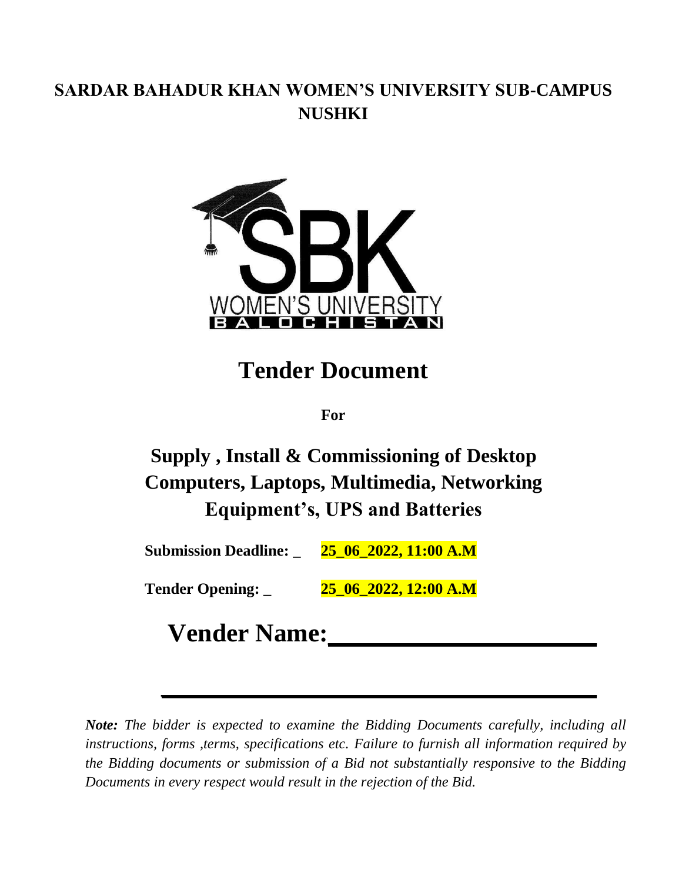# SARDAR BAHADUR KHAN WOMEN'S UNIVERSITY SUB-CAMPUS NUSHKI

# Tender Document

**For**

## Supply , Install & Commissioning of Desktop Computers, Laptops, Multimedia, Networking Equipment's, UPS and Batteries

**Submission Deadline: _** **25_06_2022, 11:00 A.M**

**Tender Opening: _** **25_06_2022, 12:00 A.M**

## Vender Name:____________________

____________________________________

***Note:*** *The bidder is expected to examine the Bidding Documents carefully, including all instructions, forms ,terms, specifications etc. Failure to furnish all information required by the Bidding documents or submission of a Bid not substantially responsive to the Bidding Documents in every respect would result in the rejection of the Bid.*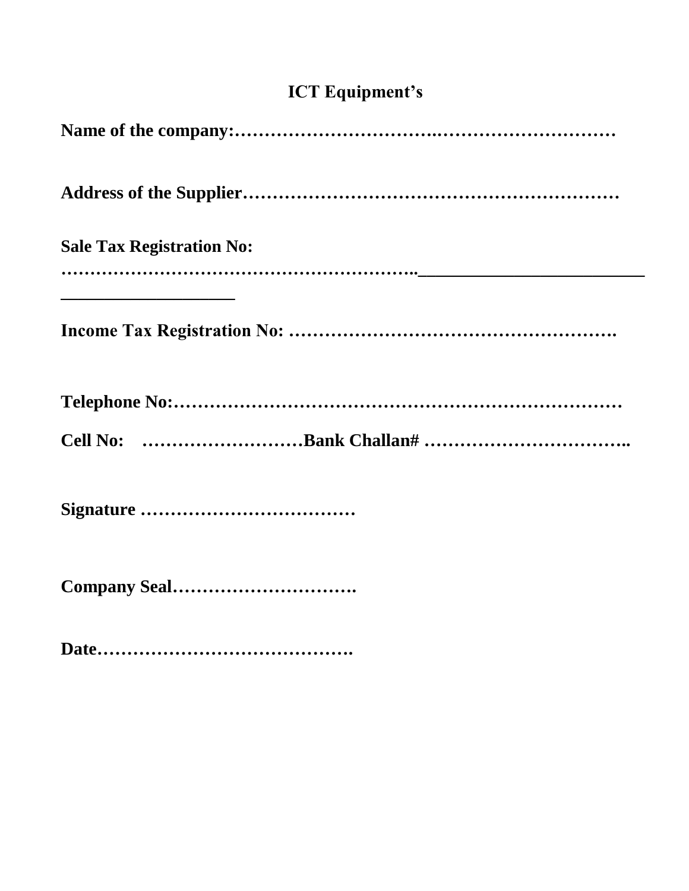**ICT Equipment’s**

**Name of the company:………………………….………………………**

**Address of the Supplier……………………………………………………**

**Sale Tax Registration No:**
**……………………………………………………..___________________________**
**____________________**

**Income Tax Registration No: ……………………………………………….**

**Telephone No:…………………………………………………………………**

**Cell No: ………………………Bank Challan# ……………………………..**

**Signature ………………………………**

**Company Seal………………………….**

**Date…………………………………….**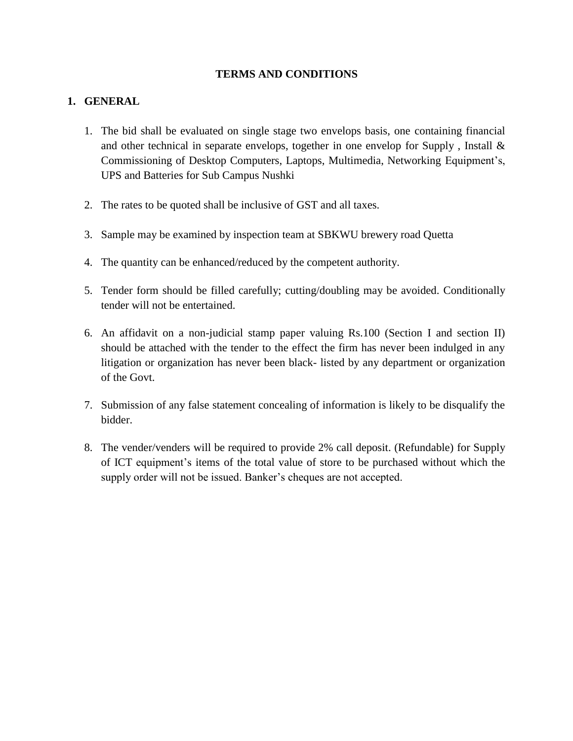# TERMS AND CONDITIONS

## 1. GENERAL

1. The bid shall be evaluated on single stage two envelops basis, one containing financial and other technical in separate envelops, together in one envelop for Supply , Install & Commissioning of Desktop Computers, Laptops, Multimedia, Networking Equipment's, UPS and Batteries for Sub Campus Nushki

2. The rates to be quoted shall be inclusive of GST and all taxes.

3. Sample may be examined by inspection team at SBKWU brewery road Quetta

4. The quantity can be enhanced/reduced by the competent authority.

5. Tender form should be filled carefully; cutting/doubling may be avoided. Conditionally tender will not be entertained.

6. An affidavit on a non-judicial stamp paper valuing Rs.100 (Section I and section II) should be attached with the tender to the effect the firm has never been indulged in any litigation or organization has never been black- listed by any department or organization of the Govt.

7. Submission of any false statement concealing of information is likely to be disqualify the bidder.

8. The vender/venders will be required to provide 2% call deposit. (Refundable) for Supply of ICT equipment's items of the total value of store to be purchased without which the supply order will not be issued. Banker's cheques are not accepted.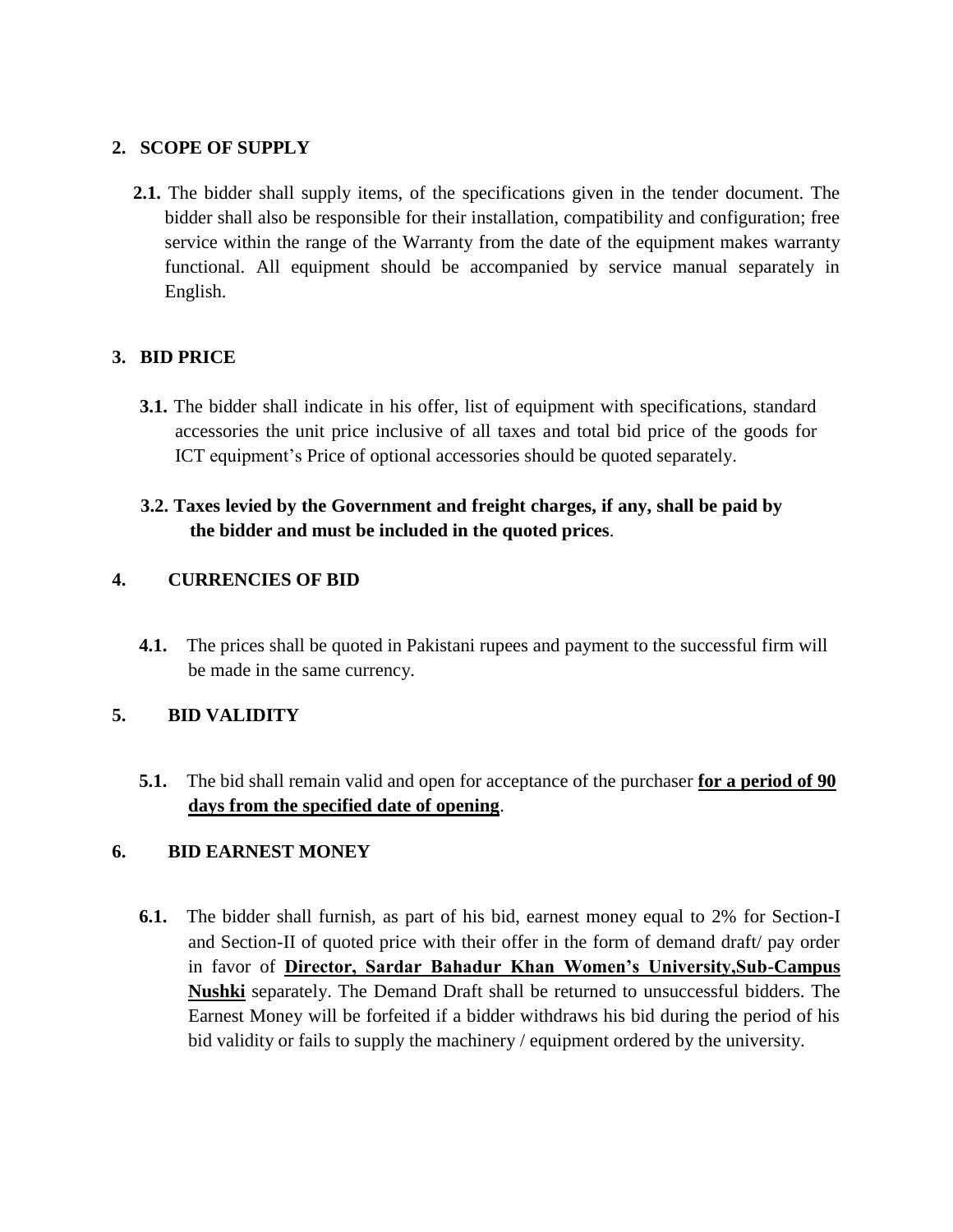## 2. SCOPE OF SUPPLY

**2.1.** The bidder shall supply items, of the specifications given in the tender document. The bidder shall also be responsible for their installation, compatibility and configuration; free service within the range of the Warranty from the date of the equipment makes warranty functional. All equipment should be accompanied by service manual separately in English.

## 3. BID PRICE

**3.1.** The bidder shall indicate in his offer, list of equipment with specifications, standard accessories the unit price inclusive of all taxes and total bid price of the goods for ICT equipment's Price of optional accessories should be quoted separately.

**3.2. Taxes levied by the Government and freight charges, if any, shall be paid by the bidder and must be included in the quoted prices**.

## 4. CURRENCIES OF BID

**4.1.** The prices shall be quoted in Pakistani rupees and payment to the successful firm will be made in the same currency.

## 5. BID VALIDITY

**5.1.** The bid shall remain valid and open for acceptance of the purchaser **for a period of 90 days from the specified date of opening**.

## 6. BID EARNEST MONEY

**6.1.** The bidder shall furnish, as part of his bid, earnest money equal to 2% for Section-I and Section-II of quoted price with their offer in the form of demand draft/ pay order in favor of **Director, Sardar Bahadur Khan Women's University,Sub-Campus Nushki** separately. The Demand Draft shall be returned to unsuccessful bidders. The Earnest Money will be forfeited if a bidder withdraws his bid during the period of his bid validity or fails to supply the machinery / equipment ordered by the university.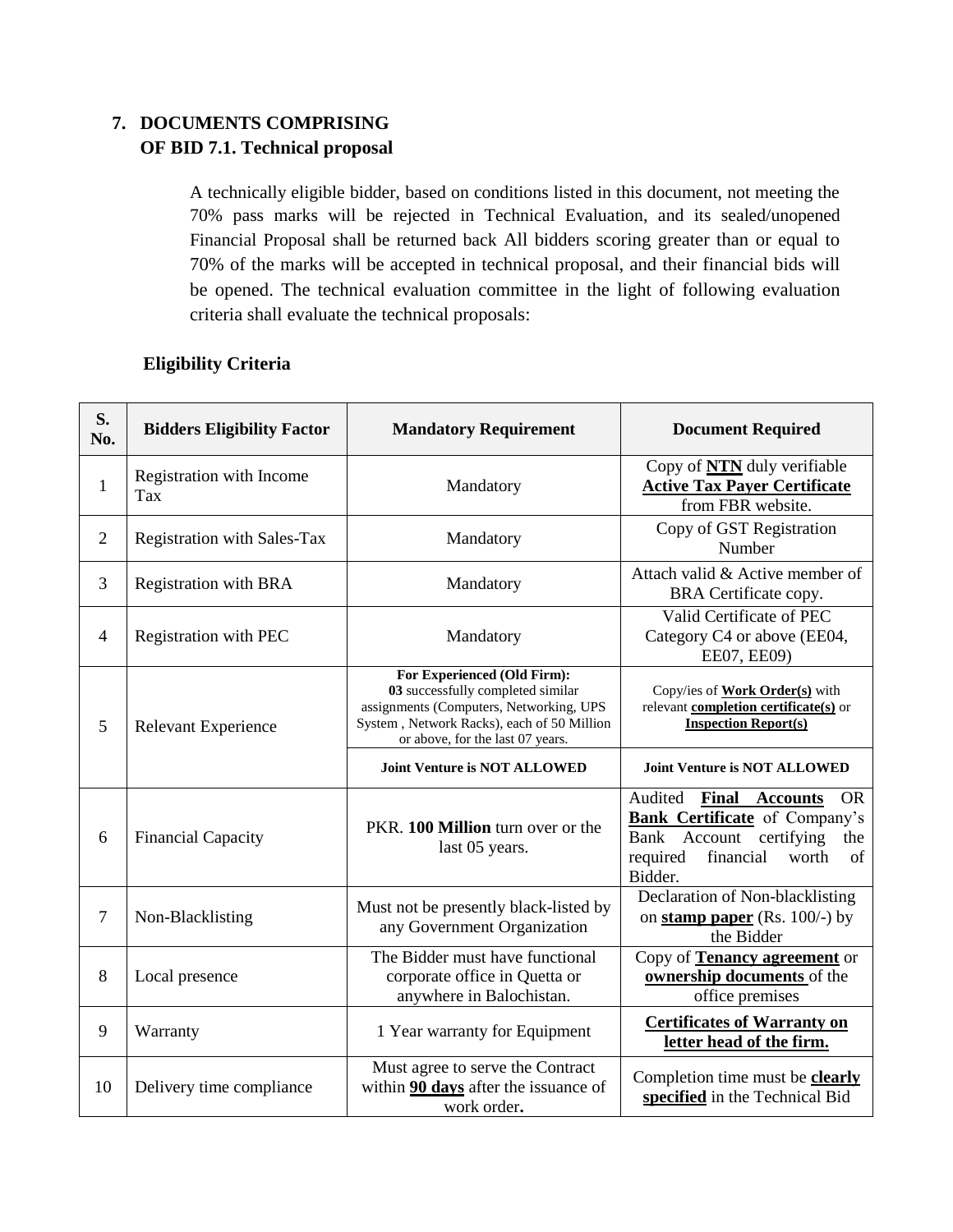## 7. DOCUMENTS COMPRISING OF BID 7.1. Technical proposal

A technically eligible bidder, based on conditions listed in this document, not meeting the 70% pass marks will be rejected in Technical Evaluation, and its sealed/unopened Financial Proposal shall be returned back All bidders scoring greater than or equal to 70% of the marks will be accepted in technical proposal, and their financial bids will be opened. The technical evaluation committee in the light of following evaluation criteria shall evaluate the technical proposals:

### Eligibility Criteria

| S. No. | Bidders Eligibility Factor | Mandatory Requirement | Document Required |
|---|---|---|---|
| 1 | Registration with Income Tax | Mandatory | Copy of **NTN** duly verifiable **Active Tax Payer Certificate** from FBR website. |
| 2 | Registration with Sales-Tax | Mandatory | Copy of GST Registration Number |
| 3 | Registration with BRA | Mandatory | Attach valid & Active member of BRA Certificate copy. |
| 4 | Registration with PEC | Mandatory | Valid Certificate of PEC Category C4 or above (EE04, EE07, EE09) |
| 5 | Relevant Experience | **For Experienced (Old Firm):** **03** successfully completed similar assignments (Computers, Networking, UPS System , Network Racks), each of 50 Million or above, for the last 07 years. | Copy/ies of **Work Order(s)** with relevant **completion certificate(s)** or **Inspection Report(s)** |
| | | **Joint Venture is NOT ALLOWED** | **Joint Venture is NOT ALLOWED** |
| 6 | Financial Capacity | PKR. **100 Million** turn over or the last 05 years. | Audited **Final Accounts** OR **Bank Certificate** of Company's Bank Account certifying the required financial worth of Bidder. |
| 7 | Non-Blacklisting | Must not be presently black-listed by any Government Organization | Declaration of Non-blacklisting on **stamp paper** (Rs. 100/-) by the Bidder |
| 8 | Local presence | The Bidder must have functional corporate office in Quetta or anywhere in Balochistan. | Copy of **Tenancy agreement** or **ownership documents** of the office premises |
| 9 | Warranty | 1 Year warranty for Equipment | **Certificates of Warranty on letter head of the firm.** |
| 10 | Delivery time compliance | Must agree to serve the Contract within **90 days** after the issuance of work order**.** | Completion time must be **clearly specified** in the Technical Bid |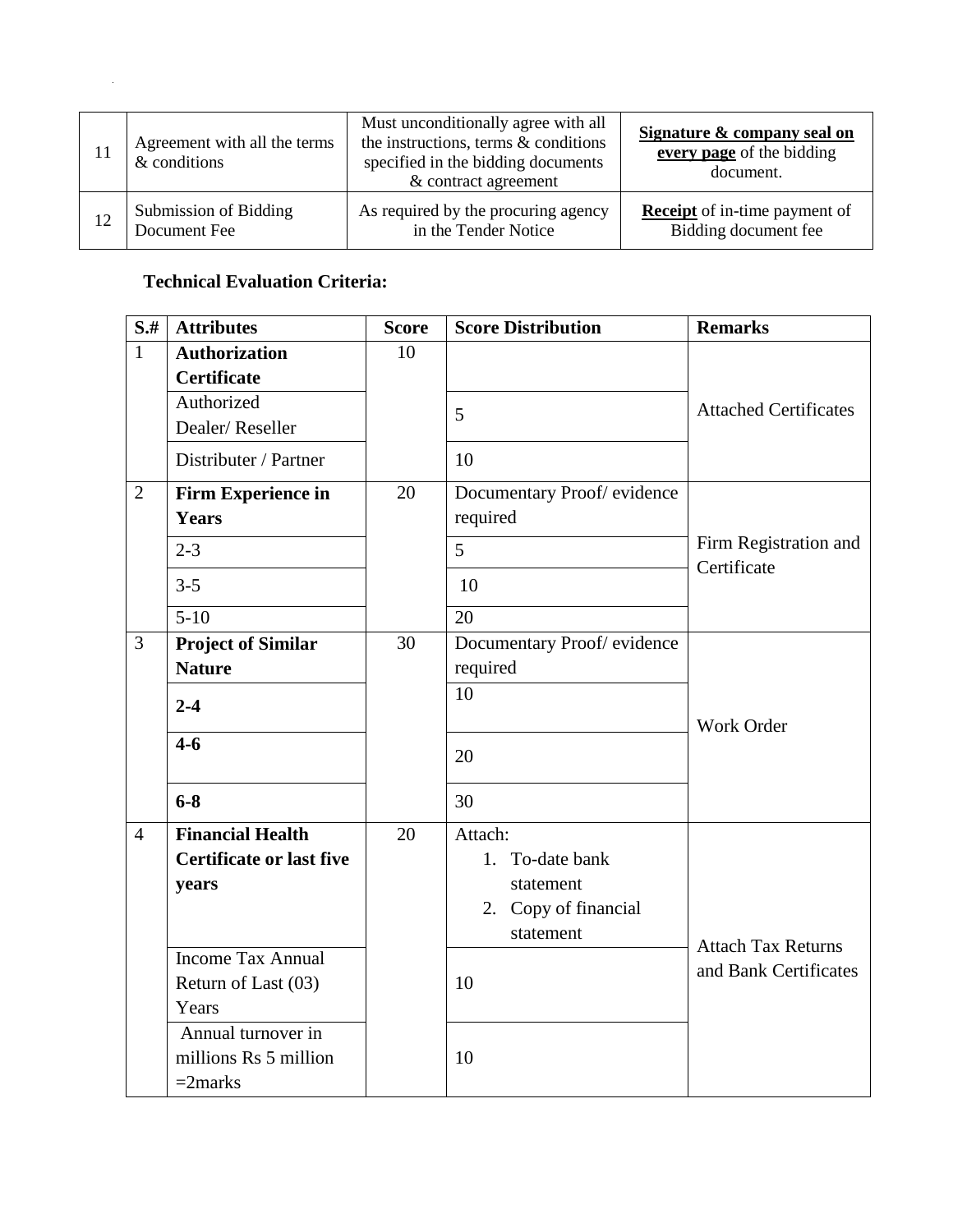| 11 | Agreement with all the terms & conditions | Must unconditionally agree with all the instructions, terms & conditions specified in the bidding documents & contract agreement | **Signature & company seal on every page** of the bidding document. |
|---|---|---|---|
| 12 | Submission of Bidding Document Fee | As required by the procuring agency in the Tender Notice | **Receipt** of in-time payment of Bidding document fee |

**Technical Evaluation Criteria:**

| S.# | Attributes | Score | Score Distribution | Remarks |
|---|---|---|---|---|
| 1 | **Authorization Certificate** | 10 | | Attached Certificates |
| | Authorized Dealer/ Reseller | | 5 | |
| | Distributer / Partner | | 10 | |
| 2 | **Firm Experience in Years** | 20 | Documentary Proof/ evidence required | Firm Registration and Certificate |
| | 2-3 | | 5 | |
| | 3-5 | | 10 | |
| | 5-10 | | 20 | |
| 3 | **Project of Similar Nature** | 30 | Documentary Proof/ evidence required | Work Order |
| | **2-4** | | 10 | |
| | **4-6** | | 20 | |
| | **6-8** | | 30 | |
| 4 | **Financial Health Certificate or last five years** | 20 | Attach: 1. To-date bank statement 2. Copy of financial statement | Attach Tax Returns and Bank Certificates |
| | Income Tax Annual Return of Last (03) Years | | 10 | |
| | Annual turnover in millions Rs 5 million =2marks | | 10 | |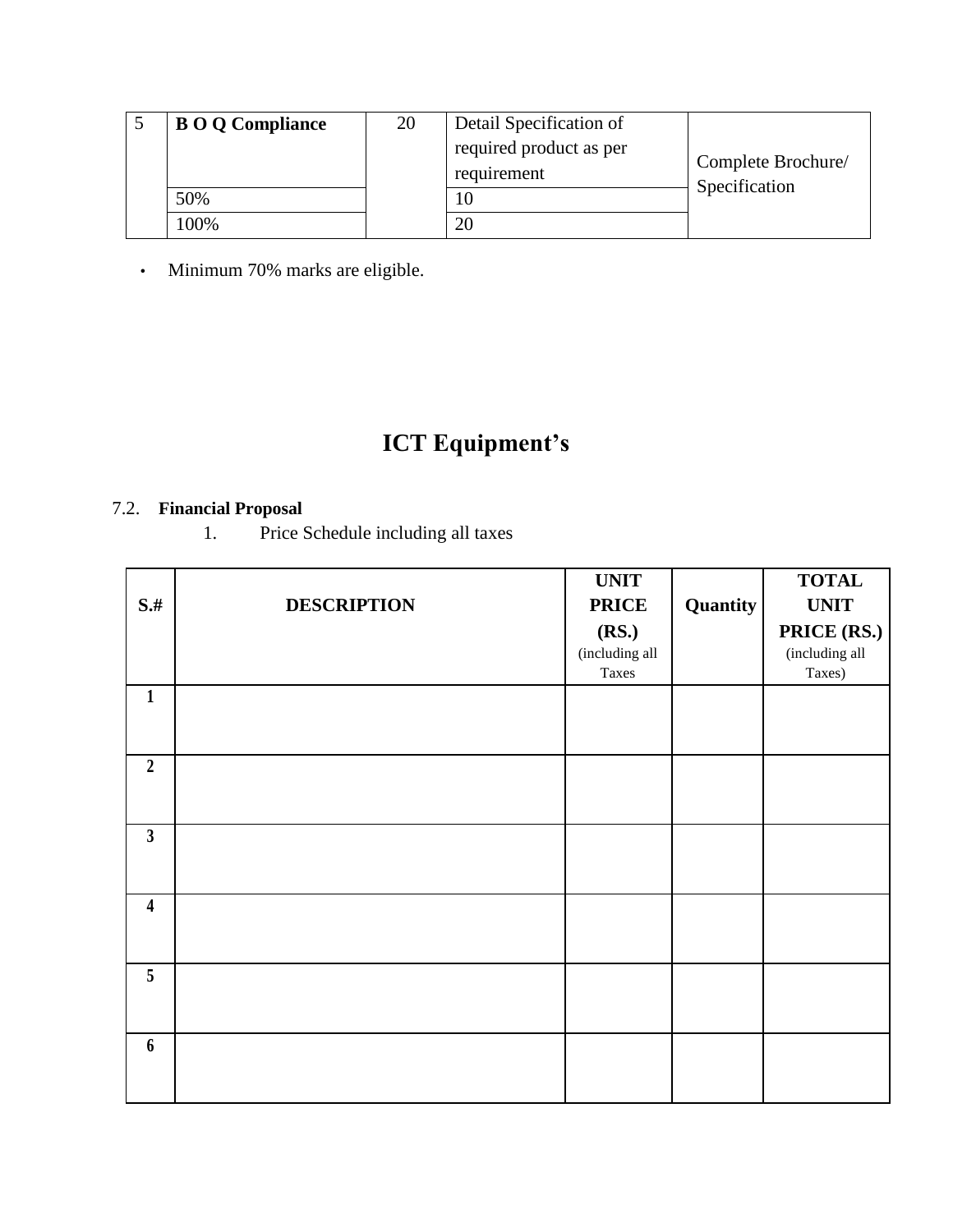| 5 | **B O Q Compliance** | 20 | Detail Specification of required product as per requirement | Complete Brochure/ Specification |
|---|---|---|---|---|
| | 50% | | 10 | |
| | 100% | | 20 | |

- Minimum 70% marks are eligible.

# ICT Equipment's

7.2. **Financial Proposal**

1. Price Schedule including all taxes

| S.# | DESCRIPTION | UNIT PRICE (RS.) (including all Taxes | Quantity | TOTAL UNIT PRICE (RS.) (including all Taxes) |
|---|---|---|---|---|
| 1 | | | | |
| 2 | | | | |
| 3 | | | | |
| 4 | | | | |
| 5 | | | | |
| 6 | | | | |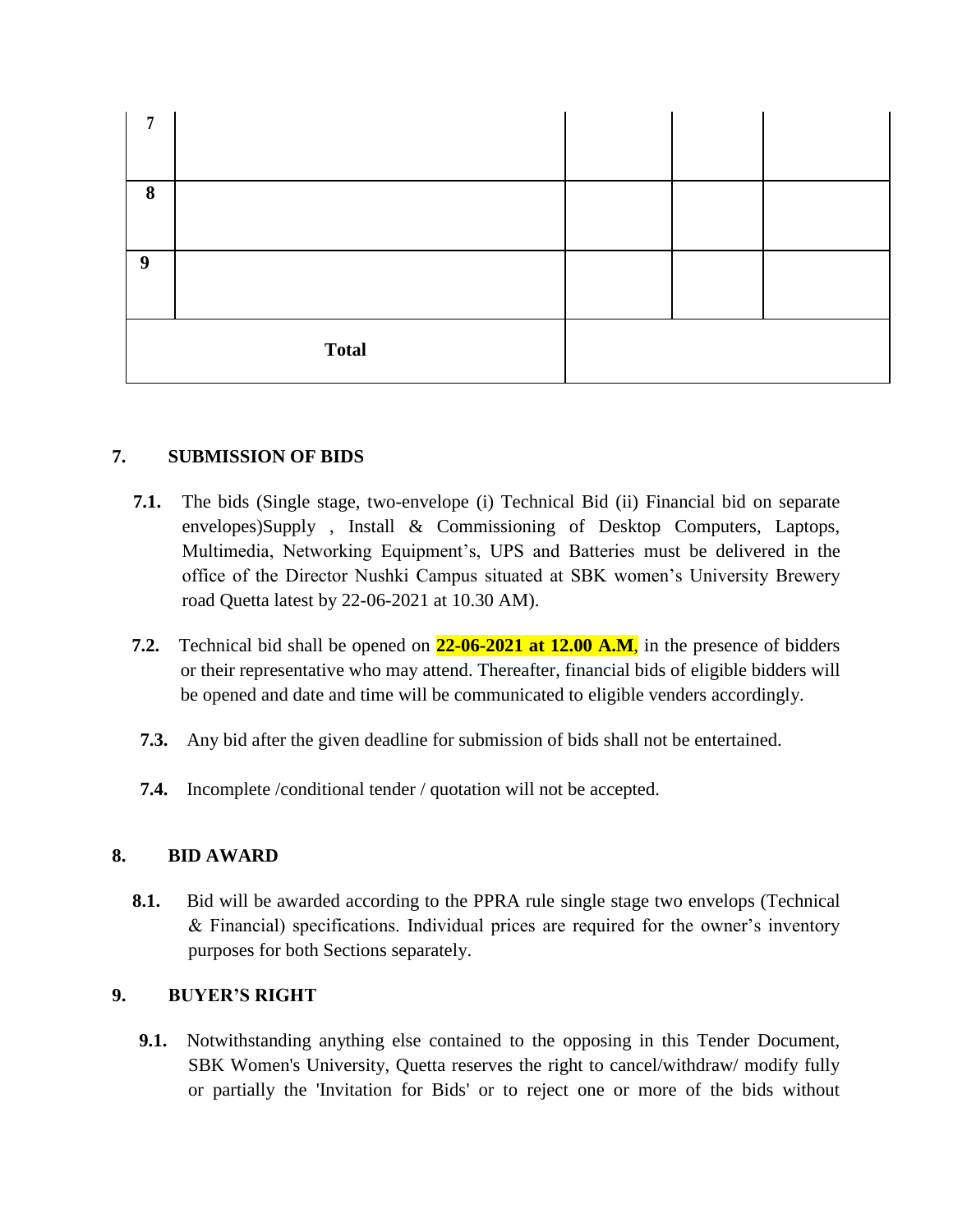| | | | | |
|---|---|---|---|---|
| **7** | | | | |
| **8** | | | | |
| **9** | | | | |
| **Total** | | | | |

## 7. SUBMISSION OF BIDS

**7.1.** The bids (Single stage, two-envelope (i) Technical Bid (ii) Financial bid on separate envelopes)Supply , Install & Commissioning of Desktop Computers, Laptops, Multimedia, Networking Equipment's, UPS and Batteries must be delivered in the office of the Director Nushki Campus situated at SBK women's University Brewery road Quetta latest by 22-06-2021 at 10.30 AM).

**7.2.** Technical bid shall be opened on **22-06-2021 at 12.00 A.M**, in the presence of bidders or their representative who may attend. Thereafter, financial bids of eligible bidders will be opened and date and time will be communicated to eligible venders accordingly.

**7.3.** Any bid after the given deadline for submission of bids shall not be entertained.

**7.4.** Incomplete /conditional tender / quotation will not be accepted.

## 8. BID AWARD

**8.1.** Bid will be awarded according to the PPRA rule single stage two envelops (Technical & Financial) specifications. Individual prices are required for the owner's inventory purposes for both Sections separately.

## 9. BUYER'S RIGHT

**9.1.** Notwithstanding anything else contained to the opposing in this Tender Document, SBK Women's University, Quetta reserves the right to cancel/withdraw/ modify fully or partially the 'Invitation for Bids' or to reject one or more of the bids without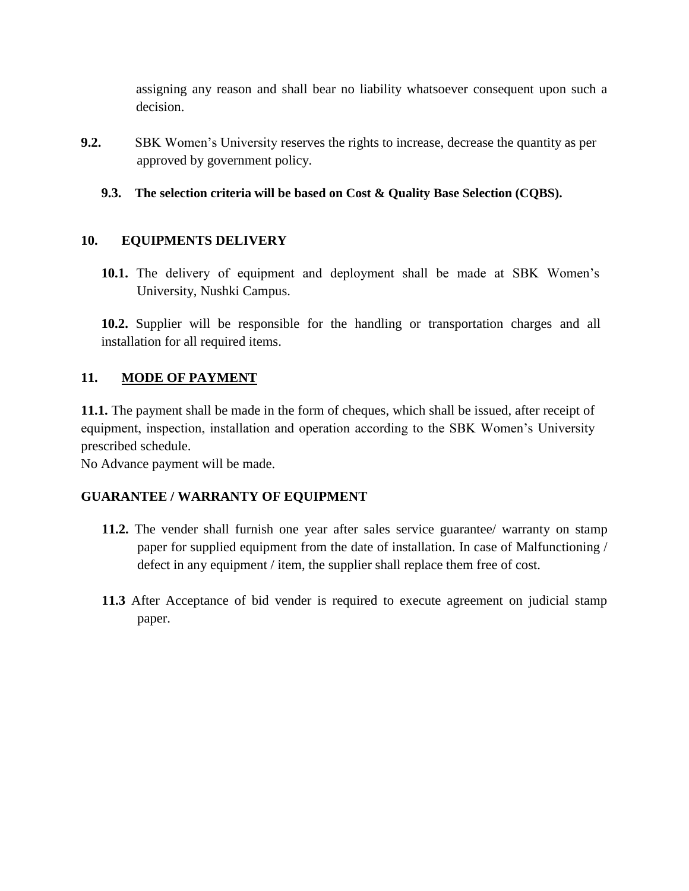assigning any reason and shall bear no liability whatsoever consequent upon such a decision.

**9.2.** SBK Women's University reserves the rights to increase, decrease the quantity as per approved by government policy.

**9.3. The selection criteria will be based on Cost & Quality Base Selection (CQBS).**

## 10. EQUIPMENTS DELIVERY

**10.1.** The delivery of equipment and deployment shall be made at SBK Women's University, Nushki Campus.

**10.2.** Supplier will be responsible for the handling or transportation charges and all installation for all required items.

## 11. MODE OF PAYMENT

**11.1.** The payment shall be made in the form of cheques, which shall be issued, after receipt of equipment, inspection, installation and operation according to the SBK Women's University prescribed schedule.

No Advance payment will be made.

**GUARANTEE / WARRANTY OF EQUIPMENT**

**11.2.** The vender shall furnish one year after sales service guarantee/ warranty on stamp paper for supplied equipment from the date of installation. In case of Malfunctioning / defect in any equipment / item, the supplier shall replace them free of cost.

**11.3** After Acceptance of bid vender is required to execute agreement on judicial stamp paper.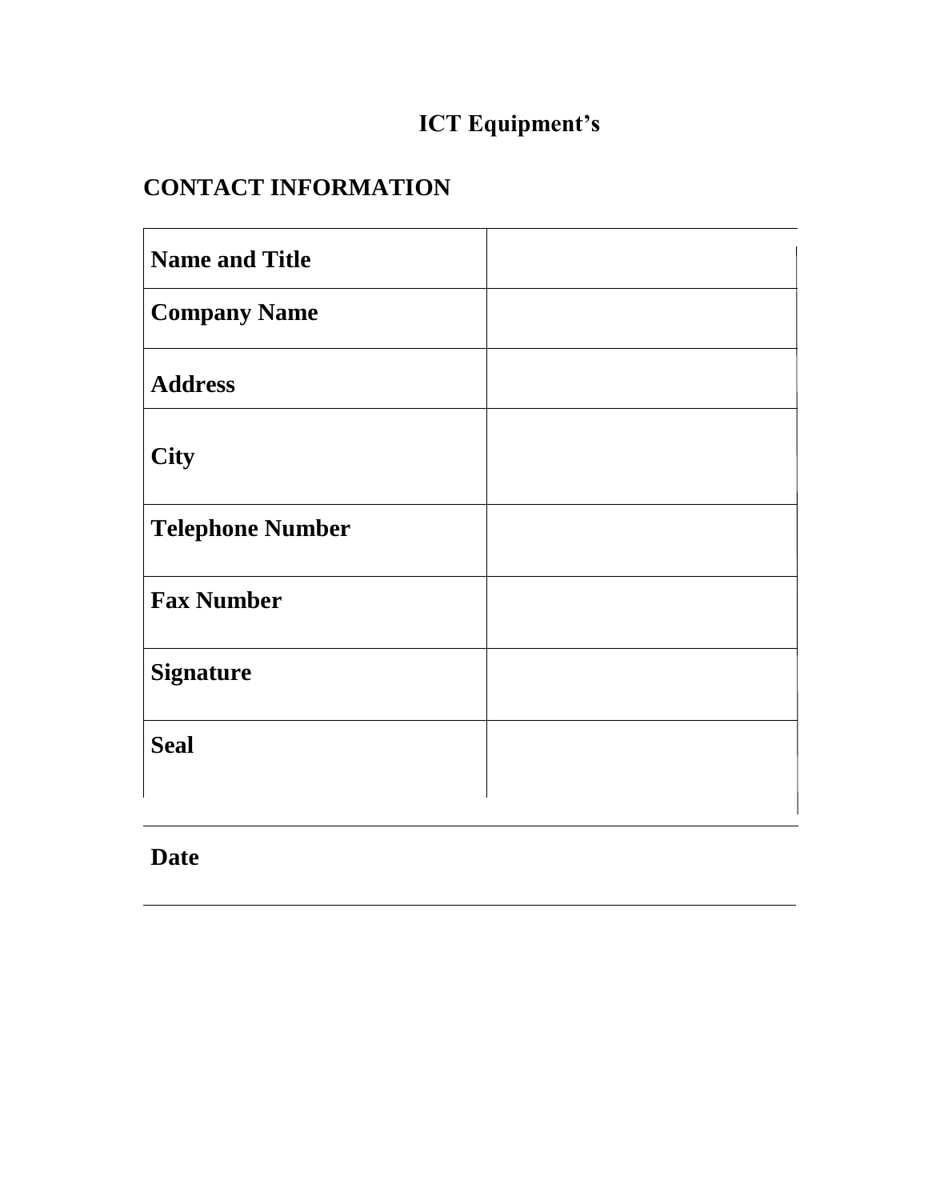# ICT Equipment's

## CONTACT INFORMATION

| | |
|---|---|
| **Name and Title** | |
| **Company Name** | |
| **Address** | |
| **City** | |
| **Telephone Number** | |
| **Fax Number** | |
| **Signature** | |
| **Seal** | |

**Date**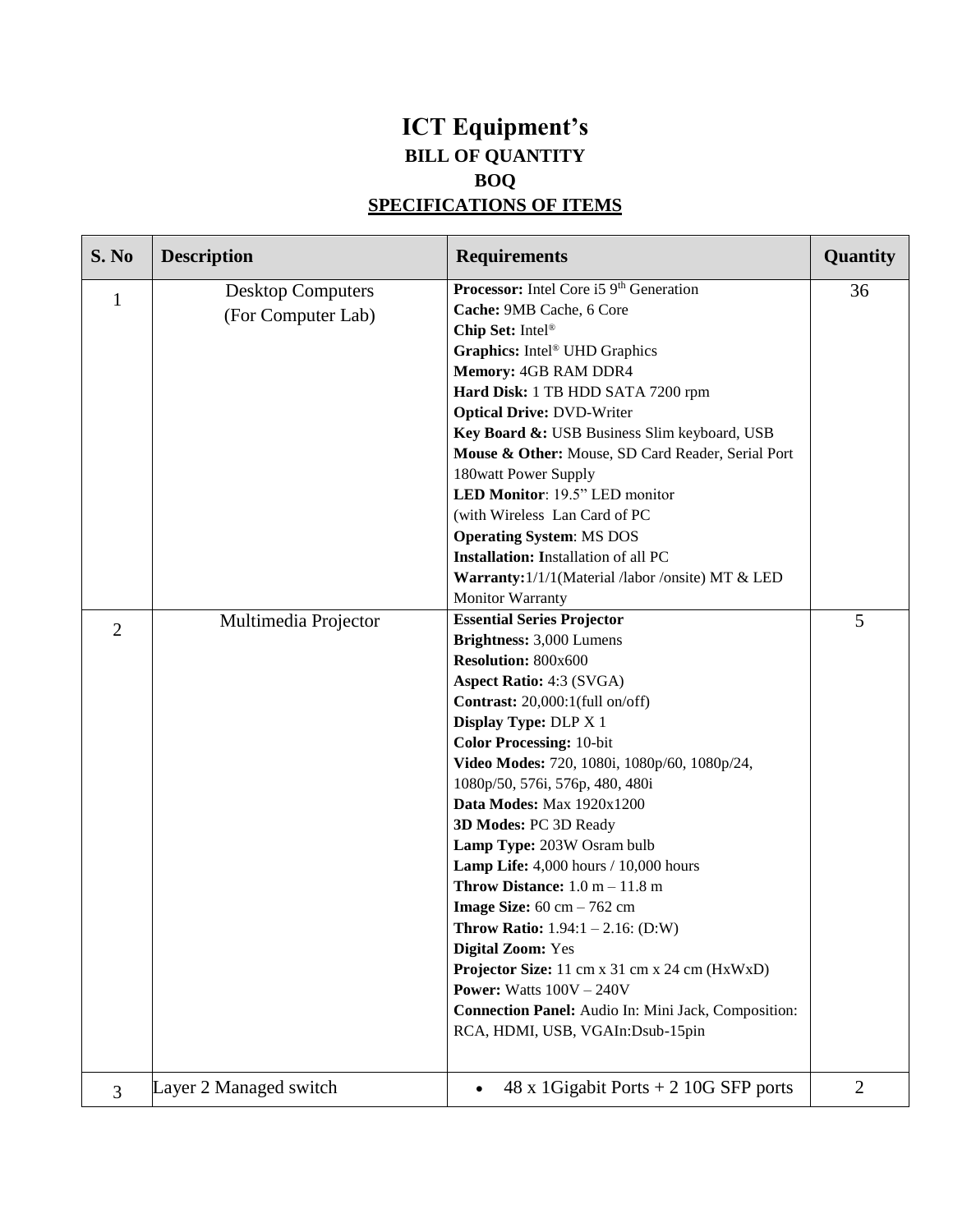# ICT Equipment's

## BILL OF QUANTITY

## BOQ

## SPECIFICATIONS OF ITEMS

| S. No | Description | Requirements | Quantity |
|---|---|---|---|
| 1 | Desktop Computers (For Computer Lab) | **Processor:** Intel Core i5 9th Generation<br>**Cache:** 9MB Cache, 6 Core<br>**Chip Set:** Intel®<br>**Graphics:** Intel® UHD Graphics<br>**Memory:** 4GB RAM DDR4<br>**Hard Disk:** 1 TB HDD SATA 7200 rpm<br>**Optical Drive:** DVD-Writer<br>**Key Board &:** USB Business Slim keyboard, USB<br>**Mouse & Other:** Mouse, SD Card Reader, Serial Port<br>180watt Power Supply<br>**LED Monitor**: 19.5" LED monitor<br>(with Wireless Lan Card of PC<br>**Operating System**: MS DOS<br>**Installation: I**nstallation of all PC<br>**Warranty:**1/1/1(Material /labor /onsite) MT & LED Monitor Warranty | 36 |
| 2 | Multimedia Projector | **Essential Series Projector**<br>**Brightness:** 3,000 Lumens<br>**Resolution:** 800x600<br>**Aspect Ratio:** 4:3 (SVGA)<br>**Contrast:** 20,000:1(full on/off)<br>**Display Type:** DLP X 1<br>**Color Processing:** 10-bit<br>**Video Modes:** 720, 1080i, 1080p/60, 1080p/24, 1080p/50, 576i, 576p, 480, 480i<br>**Data Modes:** Max 1920x1200<br>**3D Modes:** PC 3D Ready<br>**Lamp Type:** 203W Osram bulb<br>**Lamp Life:** 4,000 hours / 10,000 hours<br>**Throw Distance:** 1.0 m – 11.8 m<br>**Image Size:** 60 cm – 762 cm<br>**Throw Ratio:** 1.94:1 – 2.16: (D:W)<br>**Digital Zoom:** Yes<br>**Projector Size:** 11 cm x 31 cm x 24 cm (HxWxD)<br>**Power:** Watts 100V – 240V<br>**Connection Panel:** Audio In: Mini Jack, Composition: RCA, HDMI, USB, VGAIn:Dsub-15pin | 5 |
| 3 | Layer 2 Managed switch | • 48 x 1Gigabit Ports + 2 10G SFP ports | 2 |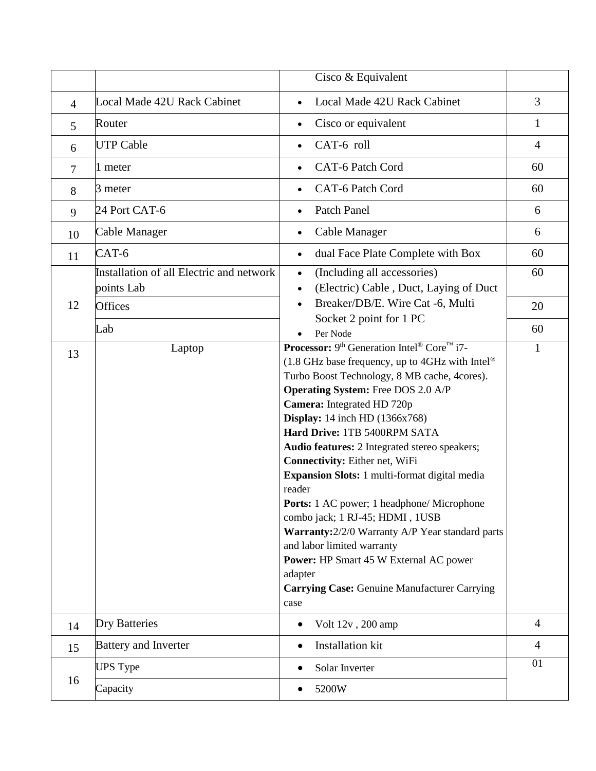| | | | |
|---|---|---|---|
| | | Cisco & Equivalent | |
| 4 | Local Made 42U Rack Cabinet | • Local Made 42U Rack Cabinet | 3 |
| 5 | Router | • Cisco or equivalent | 1 |
| 6 | UTP Cable | • CAT-6 roll | 4 |
| 7 | 1 meter | • CAT-6 Patch Cord | 60 |
| 8 | 3 meter | • CAT-6 Patch Cord | 60 |
| 9 | 24 Port CAT-6 | • Patch Panel | 6 |
| 10 | Cable Manager | • Cable Manager | 6 |
| 11 | CAT-6 | • dual Face Plate Complete with Box | 60 |
| 12 | Installation of all Electric and network points Lab | • (Including all accessories)<br>• (Electric) Cable , Duct, Laying of Duct<br>• Breaker/DB/E. Wire Cat -6, Multi Socket 2 point for 1 PC<br>• Per Node | 60 |
| | Offices | | 20 |
| | Lab | | 60 |
| 13 | Laptop | **Processor:** 9th Generation Intel® Core™ i7-<br>(1.8 GHz base frequency, up to 4GHz with Intel® Turbo Boost Technology, 8 MB cache, 4cores).<br>**Operating System:** Free DOS 2.0 A/P<br>**Camera:** Integrated HD 720p<br>**Display:** 14 inch HD (1366x768)<br>**Hard Drive:** 1TB 5400RPM SATA<br>**Audio features:** 2 Integrated stereo speakers;<br>**Connectivity:** Either net, WiFi<br>**Expansion Slots:** 1 multi-format digital media reader<br>**Ports:** 1 AC power; 1 headphone/ Microphone combo jack; 1 RJ-45; HDMI , 1USB<br>**Warranty:**2/2/0 Warranty A/P Year standard parts and labor limited warranty<br>**Power:** HP Smart 45 W External AC power adapter<br>**Carrying Case:** Genuine Manufacturer Carrying case | 1 |
| 14 | Dry Batteries | • Volt 12v , 200 amp | 4 |
| 15 | Battery and Inverter | • Installation kit | 4 |
| 16 | UPS Type | • Solar Inverter | 01 |
| | Capacity | • 5200W | |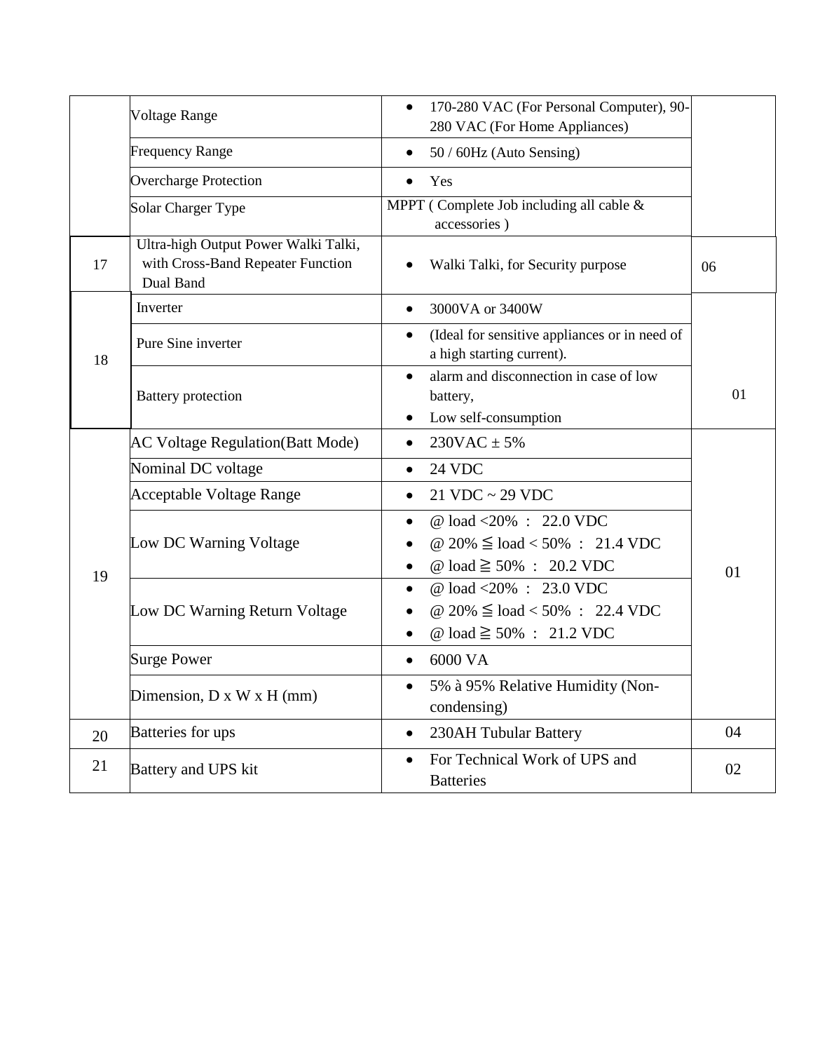| | | | |
|---|---|---|---|
| | Voltage Range | • 170-280 VAC (For Personal Computer), 90-280 VAC (For Home Appliances) | |
| | Frequency Range | • 50 / 60Hz (Auto Sensing) | |
| | Overcharge Protection | • Yes | |
| | Solar Charger Type | MPPT ( Complete Job including all cable & accessories ) | |
| 17 | Ultra-high Output Power Walki Talki, with Cross-Band Repeater Function Dual Band | • Walki Talki, for Security purpose | 06 |
| 18 | Inverter | • 3000VA or 3400W | 01 |
| | Pure Sine inverter | • (Ideal for sensitive appliances or in need of a high starting current). | |
| | Battery protection | • alarm and disconnection in case of low battery,<br>• Low self-consumption | |
| 19 | AC Voltage Regulation(Batt Mode) | • 230VAC ± 5% | 01 |
| | Nominal DC voltage | • 24 VDC | |
| | Acceptable Voltage Range | • 21 VDC ~ 29 VDC | |
| | Low DC Warning Voltage | • @ load <20% : 22.0 VDC<br>• @ 20% ≦ load < 50% : 21.4 VDC<br>• @ load ≧ 50% : 20.2 VDC | |
| | Low DC Warning Return Voltage | • @ load <20% : 23.0 VDC<br>• @ 20% ≦ load < 50% : 22.4 VDC<br>• @ load ≧ 50% : 21.2 VDC | |
| | Surge Power | • 6000 VA | |
| | Dimension, D x W x H (mm) | • 5% à 95% Relative Humidity (Non-condensing) | |
| 20 | Batteries for ups | • 230AH Tubular Battery | 04 |
| 21 | Battery and UPS kit | • For Technical Work of UPS and Batteries | 02 |